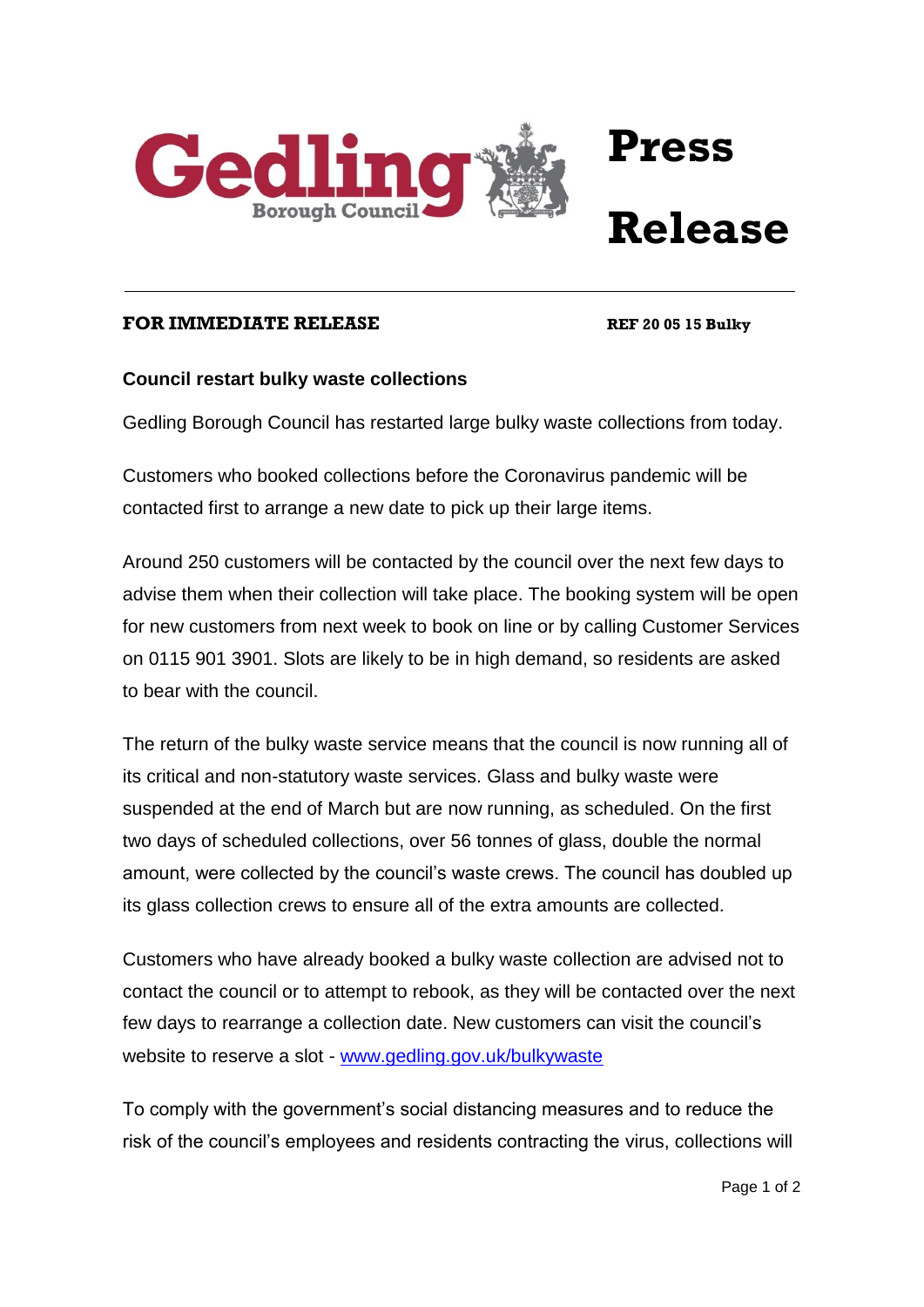Gedling Borough Council

# Press Release

**FOR IMMEDIATE RELEASE** **REF 20 05 15 Bulky**

**Council restart bulky waste collections**

Gedling Borough Council has restarted large bulky waste collections from today.

Customers who booked collections before the Coronavirus pandemic will be contacted first to arrange a new date to pick up their large items.

Around 250 customers will be contacted by the council over the next few days to advise them when their collection will take place. The booking system will be open for new customers from next week to book on line or by calling Customer Services on 0115 901 3901. Slots are likely to be in high demand, so residents are asked to bear with the council.

The return of the bulky waste service means that the council is now running all of its critical and non-statutory waste services. Glass and bulky waste were suspended at the end of March but are now running, as scheduled. On the first two days of scheduled collections, over 56 tonnes of glass, double the normal amount, were collected by the council's waste crews. The council has doubled up its glass collection crews to ensure all of the extra amounts are collected.

Customers who have already booked a bulky waste collection are advised not to contact the council or to attempt to rebook, as they will be contacted over the next few days to rearrange a collection date. New customers can visit the council's website to reserve a slot - [www.gedling.gov.uk/bulkywaste](http://www.gedling.gov.uk/bulkywaste)

To comply with the government's social distancing measures and to reduce the risk of the council's employees and residents contracting the virus, collections will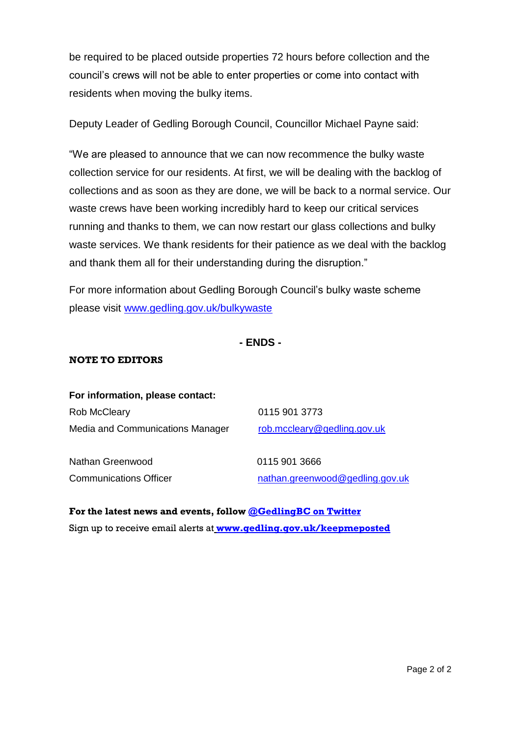be required to be placed outside properties 72 hours before collection and the council's crews will not be able to enter properties or come into contact with residents when moving the bulky items.

Deputy Leader of Gedling Borough Council, Councillor Michael Payne said:

"We are pleased to announce that we can now recommence the bulky waste collection service for our residents. At first, we will be dealing with the backlog of collections and as soon as they are done, we will be back to a normal service. Our waste crews have been working incredibly hard to keep our critical services running and thanks to them, we can now restart our glass collections and bulky waste services. We thank residents for their patience as we deal with the backlog and thank them all for their understanding during the disruption."

For more information about Gedling Borough Council's bulky waste scheme please visit [www.gedling.gov.uk/bulkywaste](www.gedling.gov.uk/bulkywaste)

**- ENDS -**

**NOTE TO EDITORS**

**For information, please contact:**

| | |
|---|---|
| Rob McCleary | 0115 901 3773 |
| Media and Communications Manager | rob.mccleary@gedling.gov.uk |
| Nathan Greenwood | 0115 901 3666 |
| Communications Officer | nathan.greenwood@gedling.gov.uk |

**For the latest news and events, follow @GedlingBC on Twitter**

Sign up to receive email alerts at **www.gedling.gov.uk/keepmeposted**